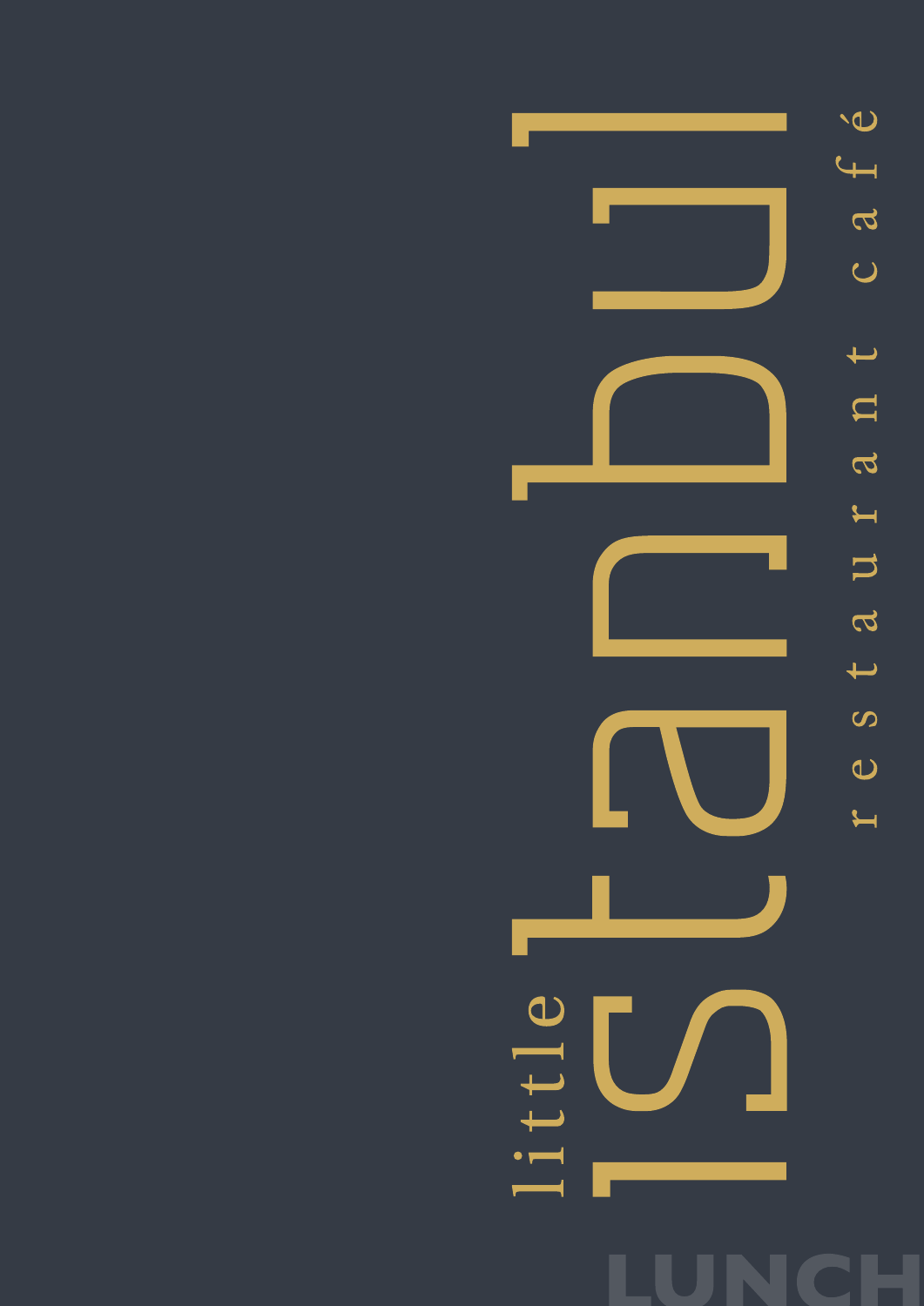# little istanbul

restaurant café

## LUNCH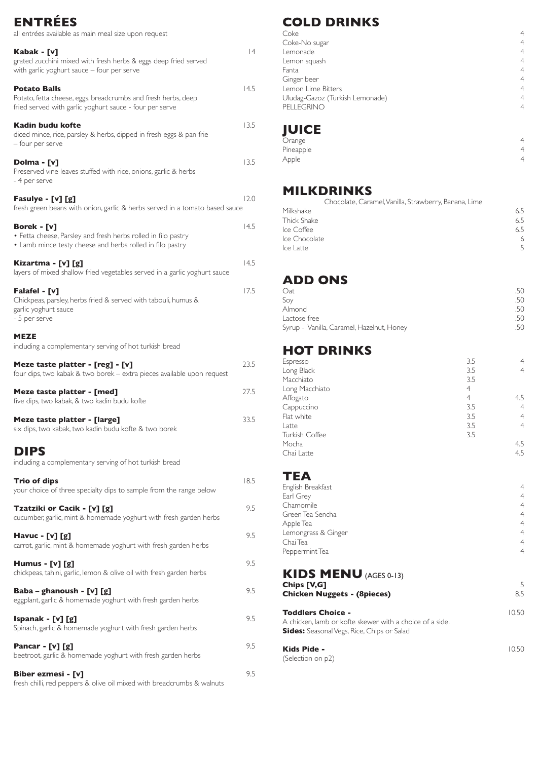# ENTRÉES

all entrées available as main meal size upon request

**Kabak - [v]** 14
grated zucchini mixed with fresh herbs & eggs deep fried served with garlic yoghurt sauce – four per serve

**Potato Balls** 14.5
Potato, fetta cheese, eggs, breadcrumbs and fresh herbs, deep fried served with garlic yoghurt sauce - four per serve

**Kadin budu kofte** 13.5
diced mince, rice, parsley & herbs, dipped in fresh eggs & pan frie – four per serve

**Dolma - [v]** 13.5
Preserved vine leaves stuffed with rice, onions, garlic & herbs - 4 per serve

**Fasulye - [v] [g]** 12.0
fresh green beans with onion, garlic & herbs served in a tomato based sauce

**Borek - [v]** 14.5
- Fetta cheese, Parsley and fresh herbs rolled in filo pastry
- Lamb mince testy cheese and herbs rolled in filo pastry

**Kizartma - [v] [g]** 14.5
layers of mixed shallow fried vegetables served in a garlic yoghurt sauce

**Falafel - [v]** 17.5
Chickpeas, parsley, herbs fried & served with tabouli, humus & garlic yoghurt sauce - 5 per serve

**MEZE**
including a complementary serving of hot turkish bread

**Meze taste platter - [reg] - [v]** 23.5
four dips, two kabak & two borek – extra pieces available upon request

**Meze taste platter - [med]** 27.5
five dips, two kabak, & two kadin budu kofte

**Meze taste platter - [large]** 33.5
six dips, two kabak, two kadin budu kofte & two borek

# DIPS

including a complementary serving of hot turkish bread

**Trio of dips** 18.5
your choice of three specialty dips to sample from the range below

**Tzatziki or Cacik - [v] [g]** 9.5
cucumber, garlic, mint & homemade yoghurt with fresh garden herbs

**Havuc - [v] [g]** 9.5
carrot, garlic, mint & homemade yoghurt with fresh garden herbs

**Humus - [v] [g]** 9.5
chickpeas, tahini, garlic, lemon & olive oil with fresh garden herbs

**Baba – ghanoush - [v] [g]** 9.5
eggplant, garlic & homemade yoghurt with fresh garden herbs

**Ispanak - [v] [g]** 9.5
Spinach, garlic & homemade yoghurt with fresh garden herbs

**Pancar - [v] [g]** 9.5
beetroot, garlic & homemade yoghurt with fresh garden herbs

**Biber ezmesi - [v]** 9.5
fresh chilli, red peppers & olive oil mixed with breadcrumbs & walnuts

# COLD DRINKS

| | |
|---|---|
| Coke | 4 |
| Coke-No sugar | 4 |
| Lemonade | 4 |
| Lemon squash | 4 |
| Fanta | 4 |
| Ginger beer | 4 |
| Lemon Lime Bitters | 4 |
| Uludag-Gazoz (Turkish Lemonade) | 4 |
| PELLEGRINO | 4 |

# JUICE

| | |
|---|---|
| Orange | 4 |
| Pineapple | 4 |
| Apple | 4 |

# MILKDRINKS

Chocolate, Caramel, Vanilla, Strawberry, Banana, Lime

| | |
|---|---|
| Milkshake | 6.5 |
| Thick Shake | 6.5 |
| Ice Coffee | 6.5 |
| Ice Chocolate | 6 |
| Ice Latte | 5 |

# ADD ONS

| | |
|---|---|
| Oat | .50 |
| Soy | .50 |
| Almond | .50 |
| Lactose free | .50 |
| Syrup - Vanilla, Caramel, Hazelnut, Honey | .50 |

# HOT DRINKS

| | | |
|---|---|---|
| Espresso | 3.5 | 4 |
| Long Black | 3.5 | 4 |
| Macchiato | 3.5 | |
| Long Macchiato | 4 | |
| Affogato | 4 | 4.5 |
| Cappuccino | 3.5 | 4 |
| Flat white | 3.5 | 4 |
| Latte | 3.5 | 4 |
| Turkish Coffee | 3.5 | |
| Mocha | | 4.5 |
| Chai Latte | | 4.5 |

# TEA

| | |
|---|---|
| English Breakfast | 4 |
| Earl Grey | 4 |
| Chamomile | 4 |
| Green Tea Sencha | 4 |
| Apple Tea | 4 |
| Lemongrass & Ginger | 4 |
| Chai Tea | 4 |
| Peppermint Tea | 4 |

# KIDS MENU (AGES 0-13)

**Chips [V,G]** 5

**Chicken Nuggets - (8pieces)** 8.5

**Toddlers Choice -** 10.50
A chicken, lamb or kofte skewer with a choice of a side.
**Sides:** Seasonal Vegs, Rice, Chips or Salad

**Kids Pide -** 10.50
(Selection on p2)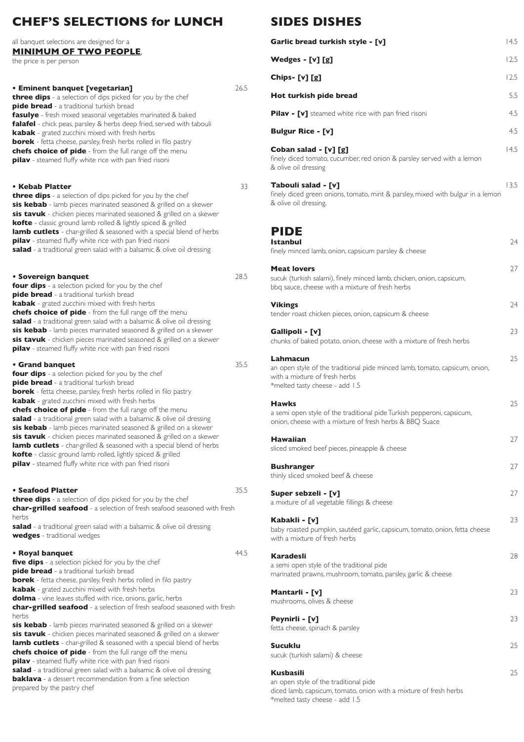# CHEF'S SELECTIONS for LUNCH

all banquet selections are designed for a
**MINIMUM OF TWO PEOPLE**,
the price is per person

**• Eminent banquet [vegetarian]** 26.5

**three dips** - a selection of dips picked for you by the chef
**pide bread** - a traditional turkish bread
**fasulye** - fresh mixed seasonal vegetables marinated & baked
**falafel** - chick peas, parsley & herbs deep fried, served with tabouli
**kabak** - grated zucchini mixed with fresh herbs
**borek** - fetta cheese, parsley, fresh herbs rolled in filo pastry
**chefs choice of pide** - from the full range off the menu
**pilav** - steamed fluffy white rice with pan fried risoni

**• Kebab Platter** 33

**three dips** - a selection of dips picked for you by the chef
**sis kebab** - lamb pieces marinated seasoned & grilled on a skewer
**sis tavuk** - chicken pieces marinated seasoned & grilled on a skewer
**kofte** - classic ground lamb rolled & lightly spiced & grilled
**lamb cutlets** - char-grilled & seasoned with a special blend of herbs
**pilav** - steamed fluffy white rice with pan fried risoni
**salad** - a traditional green salad with a balsamic & olive oil dressing

**• Sovereign banquet** 28.5

**four dips** - a selection picked for you by the chef
**pide bread** - a traditional turkish bread
**kabak** - grated zucchini mixed with fresh herbs
**chefs choice of pide** - from the full range off the menu
**salad** - a traditional green salad with a balsamic & olive oil dressing
**sis kebab** - lamb pieces marinated seasoned & grilled on a skewer
**sis tavuk** - chicken pieces marinated seasoned & grilled on a skewer
**pilav** - steamed fluffy white rice with pan fried risoni

**• Grand banquet** 35.5

**four dips** - a selection picked for you by the chef
**pide bread** - a traditional turkish bread
**borek** - fetta cheese, parsley, fresh herbs rolled in filo pastry
**kabak** - grated zucchini mixed with fresh herbs
**chefs choice of pide** - from the full range off the menu
**salad** - a traditional green salad with a balsamic & olive oil dressing
**sis kebab** - lamb pieces marinated seasoned & grilled on a skewer
**sis tavuk** - chicken pieces marinated seasoned & grilled on a skewer
**lamb cutlets** - char-grilled & seasoned with a special blend of herbs
**kofte** - classic ground lamb rolled, lightly spiced & grilled
**pilav** - steamed fluffy white rice with pan fried risoni

**• Seafood Platter** 35.5

**three dips** - a selection of dips picked for you by the chef
**char-grilled seafood** - a selection of fresh seafood seasoned with fresh herbs
**salad** - a traditional green salad with a balsamic & olive oil dressing
**wedges** - traditional wedges

**• Royal banquet** 44.5

**five dips** - a selection picked for you by the chef
**pide bread** - a traditional turkish bread
**borek** - fetta cheese, parsley, fresh herbs rolled in filo pastry
**kabak** - grated zucchini mixed with fresh herbs
**dolma** - vine leaves stuffed with rice, onions, garlic, herbs
**char-grilled seafood** - a selection of fresh seafood seasoned with fresh herbs
**sis kebab** - lamb pieces marinated seasoned & grilled on a skewer
**sis tavuk** - chicken pieces marinated seasoned & grilled on a skewer
**lamb cutlets** - char-grilled & seasoned with a special blend of herbs
**chefs choice of pide** - from the full range off the menu
**pilav** - steamed fluffy white rice with pan fried risoni
**salad** - a traditional green salad with a balsamic & olive oil dressing
**baklava** - a dessert recommendation from a fine selection prepared by the pastry chef

# SIDES DISHES

**Garlic bread turkish style - [v]** 14.5

**Wedges - [v] [g]** 12.5

**Chips- [v] [g]** 12.5

**Hot turkish pide bread** 5.5

**Pilav - [v]** steamed white rice with pan fried risoni 4.5

**Bulgur Rice - [v]** 4.5

**Coban salad - [v] [g]** 14.5
finely diced tomato, cucumber, red onion & parsley served with a lemon & olive oil dressing

**Tabouli salad - [v]** 13.5
finely diced green onions, tomato, mint & parsley, mixed with bulgur in a lemon & olive oil dressing.

# PIDE

**Istanbul** 24
finely minced lamb, onion, capsicum parsley & cheese

**Meat lovers** 27
sucuk (turkish salami), finely minced lamb, chicken, onion, capsicum, bbq sauce, cheese with a mixture of fresh herbs

**Vikings** 24
tender roast chicken pieces, onion, capsicum & cheese

**Gallipoli - [v]** 23
chunks of baked potato, onion, cheese with a mixture of fresh herbs

**Lahmacun** 25
an open style of the traditional pide minced lamb, tomato, capsicum, onion, with a mixture of fresh herbs
*melted tasty cheese - add 1.5

**Hawks** 25
a semi open style of the traditional pide Turkish pepperoni, capsicum, onion, cheese with a mixture of fresh herbs & BBQ Suace

**Hawaiian** 27
sliced smoked beef pieces, pineapple & cheese

**Bushranger** 27
thinly sliced smoked beef & cheese

**Super sebzeli - [v]** 27
a mixture of all vegetable fillings & cheese

**Kabakli - [v]** 23
baby roasted pumpkin, sautéed garlic, capsicum, tomato, onion, fetta cheese with a mixture of fresh herbs

**Karadesli** 28
a semi open style of the traditional pide
marinated prawns, mushroom, tomato, parsley, garlic & cheese

**Mantarli - [v]** 23
mushrooms, olives & cheese

**Peynirli - [v]** 23
fetta cheese, spinach & parsley

**Sucuklu** 25
sucuk (turkish salami) & cheese

**Kusbasili** 25
an open style of the traditional pide
diced lamb, capsicum, tomato, onion with a mixture of fresh herbs
*melted tasty cheese - add 1.5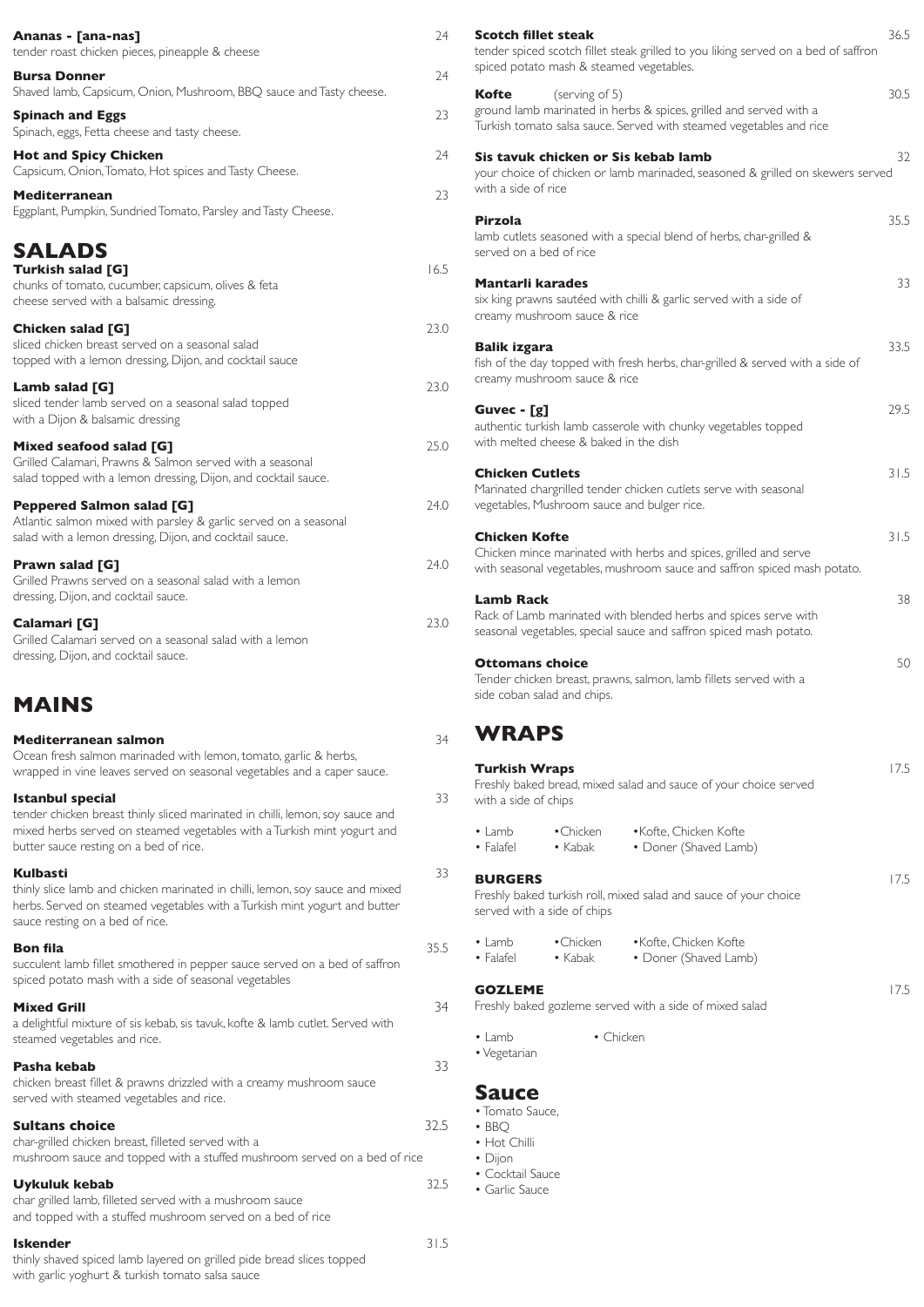**Ananas - [ana-nas]** 24
tender roast chicken pieces, pineapple & cheese

**Bursa Donner** 24
Shaved lamb, Capsicum, Onion, Mushroom, BBQ sauce and Tasty cheese.

**Spinach and Eggs** 23
Spinach, eggs, Fetta cheese and tasty cheese.

**Hot and Spicy Chicken** 24
Capsicum, Onion, Tomato, Hot spices and Tasty Cheese.

**Mediterranean** 23
Eggplant, Pumpkin, Sundried Tomato, Parsley and Tasty Cheese.

# SALADS

**Turkish salad [G]** 16.5
chunks of tomato, cucumber, capsicum, olives & feta cheese served with a balsamic dressing.

**Chicken salad [G]** 23.0
sliced chicken breast served on a seasonal salad topped with a lemon dressing, Dijon, and cocktail sauce

**Lamb salad [G]** 23.0
sliced tender lamb served on a seasonal salad topped with a Dijon & balsamic dressing

**Mixed seafood salad [G]** 25.0
Grilled Calamari, Prawns & Salmon served with a seasonal salad topped with a lemon dressing, Dijon, and cocktail sauce.

**Peppered Salmon salad [G]** 24.0
Atlantic salmon mixed with parsley & garlic served on a seasonal salad with a lemon dressing, Dijon, and cocktail sauce.

**Prawn salad [G]** 24.0
Grilled Prawns served on a seasonal salad with a lemon dressing, Dijon, and cocktail sauce.

**Calamari [G]** 23.0
Grilled Calamari served on a seasonal salad with a lemon dressing, Dijon, and cocktail sauce.

# MAINS

**Mediterranean salmon** 34
Ocean fresh salmon marinaded with lemon, tomato, garlic & herbs, wrapped in vine leaves served on seasonal vegetables and a caper sauce.

**Istanbul special** 33
tender chicken breast thinly sliced marinated in chilli, lemon, soy sauce and mixed herbs served on steamed vegetables with a Turkish mint yogurt and butter sauce resting on a bed of rice.

**Kulbasti** 33
thinly slice lamb and chicken marinated in chilli, lemon, soy sauce and mixed herbs. Served on steamed vegetables with a Turkish mint yogurt and butter sauce resting on a bed of rice.

**Bon fila** 35.5
succulent lamb fillet smothered in pepper sauce served on a bed of saffron spiced potato mash with a side of seasonal vegetables

**Mixed Grill** 34
a delightful mixture of sis kebab, sis tavuk, kofte & lamb cutlet. Served with steamed vegetables and rice.

**Pasha kebab** 33
chicken breast fillet & prawns drizzled with a creamy mushroom sauce served with steamed vegetables and rice.

**Sultans choice** 32.5
char-grilled chicken breast, filleted served with a mushroom sauce and topped with a stuffed mushroom served on a bed of rice

**Uykuluk kebab** 32.5
char grilled lamb, filleted served with a mushroom sauce and topped with a stuffed mushroom served on a bed of rice

**Iskender** 31.5
thinly shaved spiced lamb layered on grilled pide bread slices topped with garlic yoghurt & turkish tomato salsa sauce

**Scotch fillet steak** 36.5
tender spiced scotch fillet steak grilled to you liking served on a bed of saffron spiced potato mash & steamed vegetables.

**Kofte** (serving of 5) 30.5
ground lamb marinated in herbs & spices, grilled and served with a Turkish tomato salsa sauce. Served with steamed vegetables and rice

**Sis tavuk chicken or Sis kebab lamb** 32
your choice of chicken or lamb marinaded, seasoned & grilled on skewers served with a side of rice

**Pirzola** 35.5
lamb cutlets seasoned with a special blend of herbs, char-grilled & served on a bed of rice

**Mantarli karades** 33
six king prawns sautéed with chilli & garlic served with a side of creamy mushroom sauce & rice

**Balik izgara** 33.5
fish of the day topped with fresh herbs, char-grilled & served with a side of creamy mushroom sauce & rice

**Guvec - [g]** 29.5
authentic turkish lamb casserole with chunky vegetables topped with melted cheese & baked in the dish

**Chicken Cutlets** 31.5
Marinated chargrilled tender chicken cutlets serve with seasonal vegetables, Mushroom sauce and bulger rice.

**Chicken Kofte** 31.5
Chicken mince marinated with herbs and spices, grilled and serve with seasonal vegetables, mushroom sauce and saffron spiced mash potato.

**Lamb Rack** 38
Rack of Lamb marinated with blended herbs and spices serve with seasonal vegetables, special sauce and saffron spiced mash potato.

**Ottomans choice** 50
Tender chicken breast, prawns, salmon, lamb fillets served with a side coban salad and chips.

# WRAPS

**Turkish Wraps** 17.5
Freshly baked bread, mixed salad and sauce of your choice served with a side of chips

- Lamb
- Chicken
- Kofte, Chicken Kofte
- Falafel
- Kabak
- Doner (Shaved Lamb)

**BURGERS** 17.5
Freshly baked turkish roll, mixed salad and sauce of your choice served with a side of chips

- Lamb
- Chicken
- Kofte, Chicken Kofte
- Falafel
- Kabak
- Doner (Shaved Lamb)

**GOZLEME** 17.5
Freshly baked gozleme served with a side of mixed salad

- Lamb
- Chicken
- Vegetarian

## Sauce

- Tomato Sauce,
- BBQ
- Hot Chilli
- Dijon
- Cocktail Sauce
- Garlic Sauce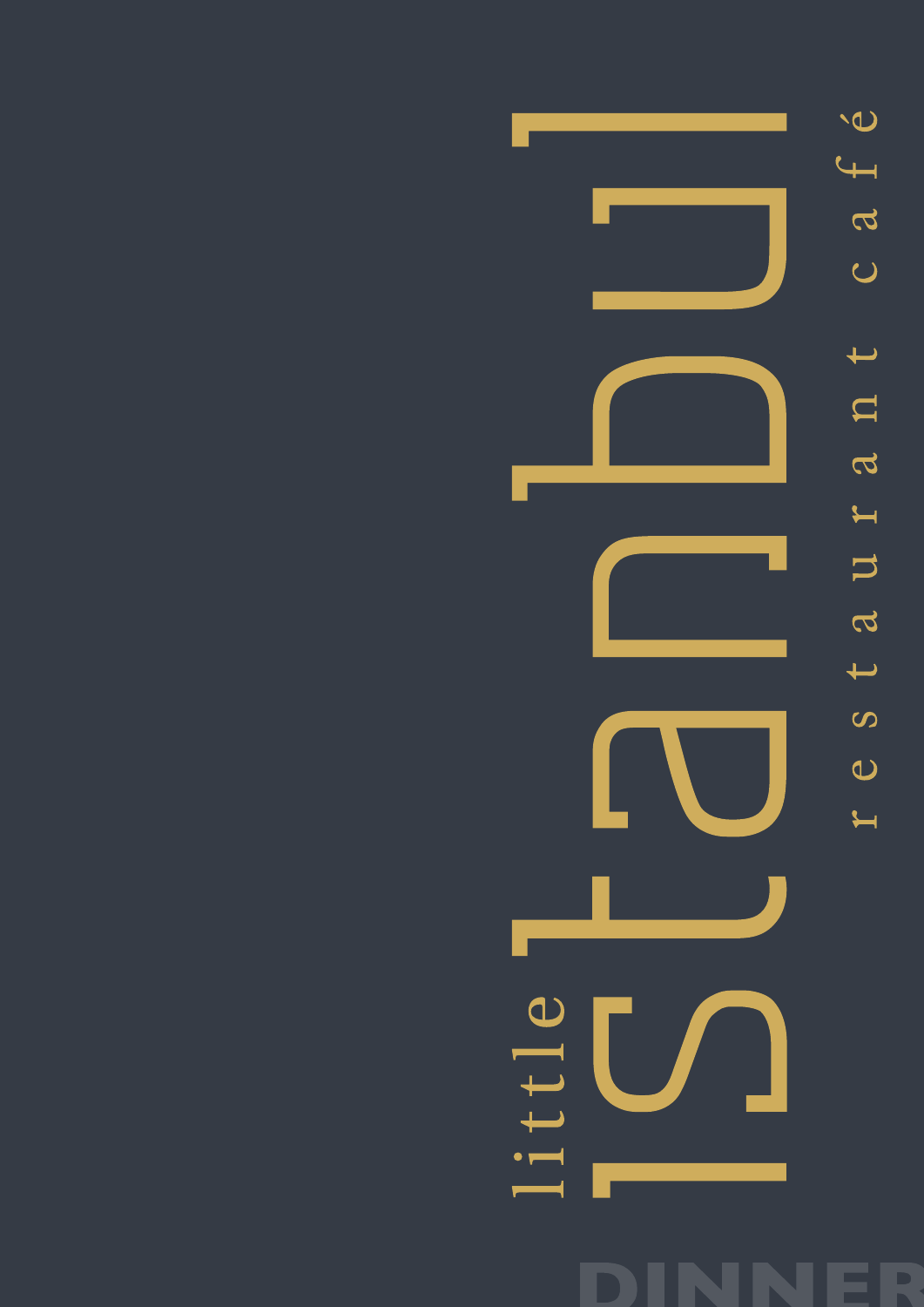# little istanbul

restaurant café

## DINNER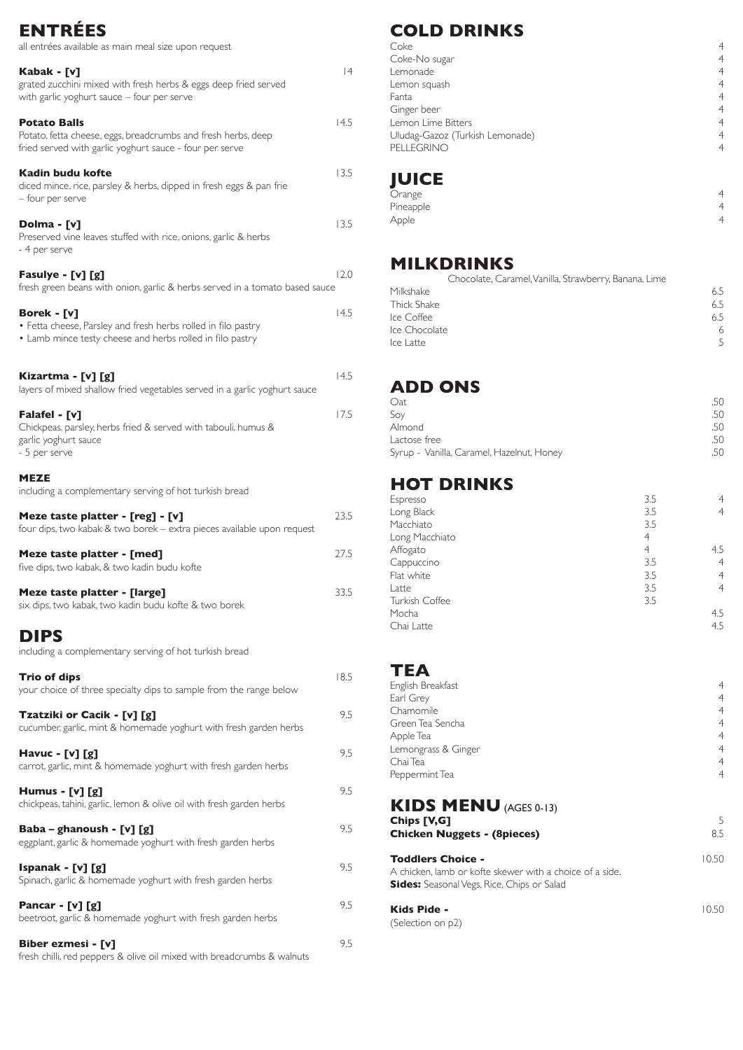# ENTRÉES

all entrées available as main meal size upon request

**Kabak - [v]** 14
grated zucchini mixed with fresh herbs & eggs deep fried served with garlic yoghurt sauce – four per serve

**Potato Balls** 14.5
Potato, fetta cheese, eggs, breadcrumbs and fresh herbs, deep fried served with garlic yoghurt sauce - four per serve

**Kadin budu kofte** 13.5
diced mince, rice, parsley & herbs, dipped in fresh eggs & pan frie – four per serve

**Dolma - [v]** 13.5
Preserved vine leaves stuffed with rice, onions, garlic & herbs - 4 per serve

**Fasulye - [v] [g]** 12.0
fresh green beans with onion, garlic & herbs served in a tomato based sauce

**Borek - [v]** 14.5
- Fetta cheese, Parsley and fresh herbs rolled in filo pastry
- Lamb mince testy cheese and herbs rolled in filo pastry

**Kizartma - [v] [g]** 14.5
layers of mixed shallow fried vegetables served in a garlic yoghurt sauce

**Falafel - [v]** 17.5
Chickpeas, parsley, herbs fried & served with tabouli, humus & garlic yoghurt sauce - 5 per serve

**MEZE**
including a complementary serving of hot turkish bread

**Meze taste platter - [reg] - [v]** 23.5
four dips, two kabak & two borek – extra pieces available upon request

**Meze taste platter - [med]** 27.5
five dips, two kabak, & two kadin budu kofte

**Meze taste platter - [large]** 33.5
six dips, two kabak, two kadin budu kofte & two borek

# DIPS

including a complementary serving of hot turkish bread

**Trio of dips** 18.5
your choice of three specialty dips to sample from the range below

**Tzatziki or Cacik - [v] [g]** 9.5
cucumber, garlic, mint & homemade yoghurt with fresh garden herbs

**Havuc - [v] [g]** 9.5
carrot, garlic, mint & homemade yoghurt with fresh garden herbs

**Humus - [v] [g]** 9.5
chickpeas, tahini, garlic, lemon & olive oil with fresh garden herbs

**Baba – ghanoush - [v] [g]** 9.5
eggplant, garlic & homemade yoghurt with fresh garden herbs

**Ispanak - [v] [g]** 9.5
Spinach, garlic & homemade yoghurt with fresh garden herbs

**Pancar - [v] [g]** 9.5
beetroot, garlic & homemade yoghurt with fresh garden herbs

**Biber ezmesi - [v]** 9.5
fresh chilli, red peppers & olive oil mixed with breadcrumbs & walnuts

# COLD DRINKS

| Item | Price |
|---|---|
| Coke | 4 |
| Coke-No sugar | 4 |
| Lemonade | 4 |
| Lemon squash | 4 |
| Fanta | 4 |
| Ginger beer | 4 |
| Lemon Lime Bitters | 4 |
| Uludag-Gazoz (Turkish Lemonade) | 4 |
| PELLEGRINO | 4 |

# JUICE

| Item | Price |
|---|---|
| Orange | 4 |
| Pineapple | 4 |
| Apple | 4 |

# MILKDRINKS

Chocolate, Caramel, Vanilla, Strawberry, Banana, Lime

| Item | Price |
|---|---|
| Milkshake | 6.5 |
| Thick Shake | 6.5 |
| Ice Coffee | 6.5 |
| Ice Chocolate | 6 |
| Ice Latte | 5 |

# ADD ONS

| Item | Price |
|---|---|
| Oat | .50 |
| Soy | .50 |
| Almond | .50 |
| Lactose free | .50 |
| Syrup - Vanilla, Caramel, Hazelnut, Honey | .50 |

# HOT DRINKS

| Item | | |
|---|---|---|
| Espresso | 3.5 | 4 |
| Long Black | 3.5 | 4 |
| Macchiato | 3.5 | |
| Long Macchiato | 4 | |
| Affogato | 4 | 4.5 |
| Cappuccino | 3.5 | 4 |
| Flat white | 3.5 | 4 |
| Latte | 3.5 | 4 |
| Turkish Coffee | 3.5 | |
| Mocha | | 4.5 |
| Chai Latte | | 4.5 |

# TEA

| Item | Price |
|---|---|
| English Breakfast | 4 |
| Earl Grey | 4 |
| Chamomile | 4 |
| Green Tea Sencha | 4 |
| Apple Tea | 4 |
| Lemongrass & Ginger | 4 |
| Chai Tea | 4 |
| Peppermint Tea | 4 |

# KIDS MENU (AGES 0-13)

**Chips [V,G]** 5

**Chicken Nuggets - (8pieces)** 8.5

**Toddlers Choice -** 10.50
A chicken, lamb or kofte skewer with a choice of a side.
**Sides:** Seasonal Vegs, Rice, Chips or Salad

**Kids Pide -** 10.50
(Selection on p2)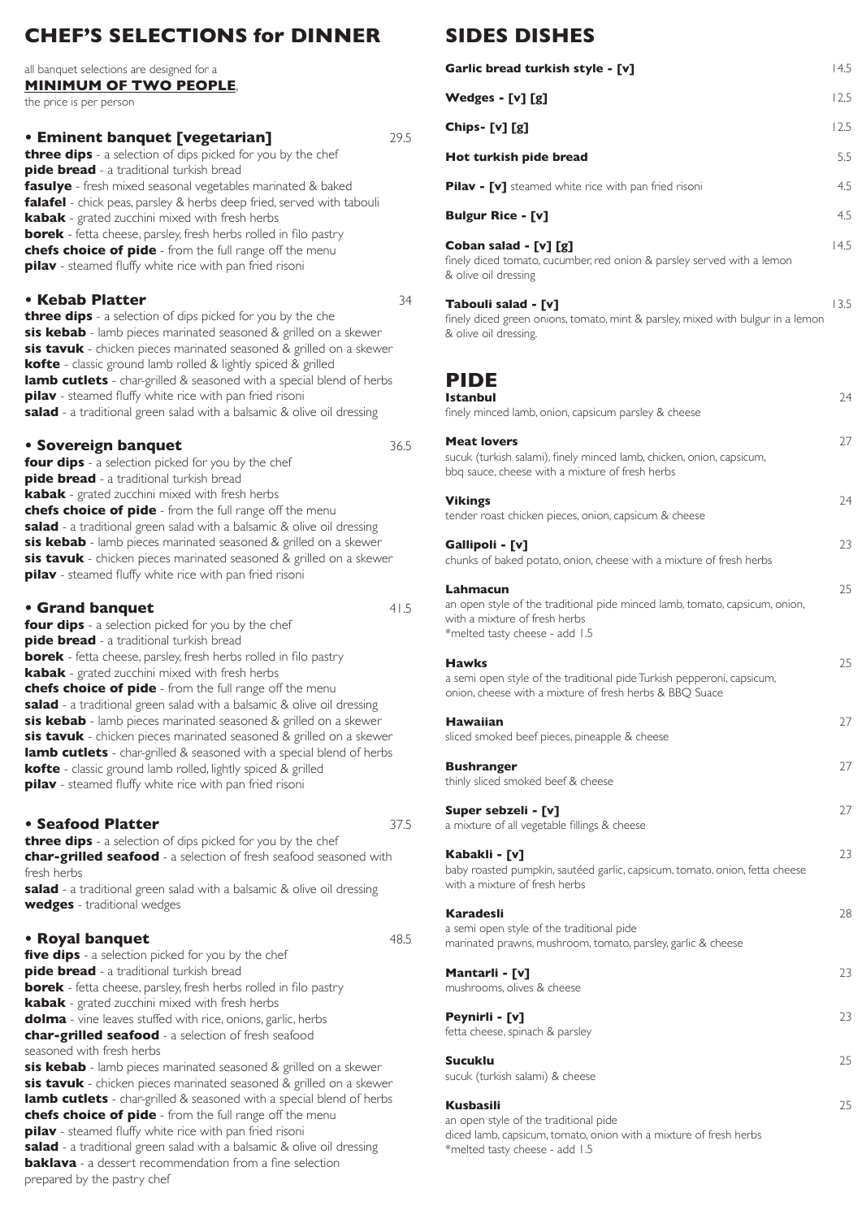# CHEF'S SELECTIONS for DINNER

all banquet selections are designed for a
**MINIMUM OF TWO PEOPLE**,
the price is per person

### • Eminent banquet [vegetarian] — 29.5

**three dips** - a selection of dips picked for you by the chef
**pide bread** - a traditional turkish bread
**fasulye** - fresh mixed seasonal vegetables marinated & baked
**falafel** - chick peas, parsley & herbs deep fried, served with tabouli
**kabak** - grated zucchini mixed with fresh herbs
**borek** - fetta cheese, parsley, fresh herbs rolled in filo pastry
**chefs choice of pide** - from the full range off the menu
**pilav** - steamed fluffy white rice with pan fried risoni

### • Kebab Platter — 34

**three dips** - a selection of dips picked for you by the che
**sis kebab** - lamb pieces marinated seasoned & grilled on a skewer
**sis tavuk** - chicken pieces marinated seasoned & grilled on a skewer
**kofte** - classic ground lamb rolled & lightly spiced & grilled
**lamb cutlets** - char-grilled & seasoned with a special blend of herbs
**pilav** - steamed fluffy white rice with pan fried risoni
**salad** - a traditional green salad with a balsamic & olive oil dressing

### • Sovereign banquet — 36.5

**four dips** - a selection picked for you by the chef
**pide bread** - a traditional turkish bread
**kabak** - grated zucchini mixed with fresh herbs
**chefs choice of pide** - from the full range off the menu
**salad** - a traditional green salad with a balsamic & olive oil dressing
**sis kebab** - lamb pieces marinated seasoned & grilled on a skewer
**sis tavuk** - chicken pieces marinated seasoned & grilled on a skewer
**pilav** - steamed fluffy white rice with pan fried risoni

### • Grand banquet — 41.5

**four dips** - a selection picked for you by the chef
**pide bread** - a traditional turkish bread
**borek** - fetta cheese, parsley, fresh herbs rolled in filo pastry
**kabak** - grated zucchini mixed with fresh herbs
**chefs choice of pide** - from the full range off the menu
**salad** - a traditional green salad with a balsamic & olive oil dressing
**sis kebab** - lamb pieces marinated seasoned & grilled on a skewer
**sis tavuk** - chicken pieces marinated seasoned & grilled on a skewer
**lamb cutlets** - char-grilled & seasoned with a special blend of herbs
**kofte** - classic ground lamb rolled, lightly spiced & grilled
**pilav** - steamed fluffy white rice with pan fried risoni

### • Seafood Platter — 37.5

**three dips** - a selection of dips picked for you by the chef
**char-grilled seafood** - a selection of fresh seafood seasoned with fresh herbs
**salad** - a traditional green salad with a balsamic & olive oil dressing
**wedges** - traditional wedges

### • Royal banquet — 48.5

**five dips** - a selection picked for you by the chef
**pide bread** - a traditional turkish bread
**borek** - fetta cheese, parsley, fresh herbs rolled in filo pastry
**kabak** - grated zucchini mixed with fresh herbs
**dolma** - vine leaves stuffed with rice, onions, garlic, herbs
**char-grilled seafood** - a selection of fresh seafood seasoned with fresh herbs
**sis kebab** - lamb pieces marinated seasoned & grilled on a skewer
**sis tavuk** - chicken pieces marinated seasoned & grilled on a skewer
**lamb cutlets** - char-grilled & seasoned with a special blend of herbs
**chefs choice of pide** - from the full range off the menu
**pilav** - steamed fluffy white rice with pan fried risoni
**salad** - a traditional green salad with a balsamic & olive oil dressing
**baklava** - a dessert recommendation from a fine selection prepared by the pastry chef

# SIDES DISHES

**Garlic bread turkish style - [v]** — 14.5

**Wedges - [v] [g]** — 12.5

**Chips- [v] [g]** — 12.5

**Hot turkish pide bread** — 5.5

**Pilav - [v]** steamed white rice with pan fried risoni — 4.5

**Bulgur Rice - [v]** — 4.5

**Coban salad - [v] [g]** — 14.5
finely diced tomato, cucumber, red onion & parsley served with a lemon & olive oil dressing

**Tabouli salad - [v]** — 13.5
finely diced green onions, tomato, mint & parsley, mixed with bulgur in a lemon & olive oil dressing.

# PIDE

**Istanbul** — 24
finely minced lamb, onion, capsicum parsley & cheese

**Meat lovers** — 27
sucuk (turkish salami), finely minced lamb, chicken, onion, capsicum, bbq sauce, cheese with a mixture of fresh herbs

**Vikings** — 24
tender roast chicken pieces, onion, capsicum & cheese

**Gallipoli - [v]** — 23
chunks of baked potato, onion, cheese with a mixture of fresh herbs

**Lahmacun** — 25
an open style of the traditional pide minced lamb, tomato, capsicum, onion, with a mixture of fresh herbs
*melted tasty cheese - add 1.5

**Hawks** — 25
a semi open style of the traditional pide Turkish pepperoni, capsicum, onion, cheese with a mixture of fresh herbs & BBQ Suace

**Hawaiian** — 27
sliced smoked beef pieces, pineapple & cheese

**Bushranger** — 27
thinly sliced smoked beef & cheese

**Super sebzeli - [v]** — 27
a mixture of all vegetable fillings & cheese

**Kabakli - [v]** — 23
baby roasted pumpkin, sautéed garlic, capsicum, tomato, onion, fetta cheese with a mixture of fresh herbs

**Karadesli** — 28
a semi open style of the traditional pide
marinated prawns, mushroom, tomato, parsley, garlic & cheese

**Mantarli - [v]** — 23
mushrooms, olives & cheese

**Peynirli - [v]** — 23
fetta cheese, spinach & parsley

**Sucuklu** — 25
sucuk (turkish salami) & cheese

**Kusbasili** — 25
an open style of the traditional pide
diced lamb, capsicum, tomato, onion with a mixture of fresh herbs
*melted tasty cheese - add 1.5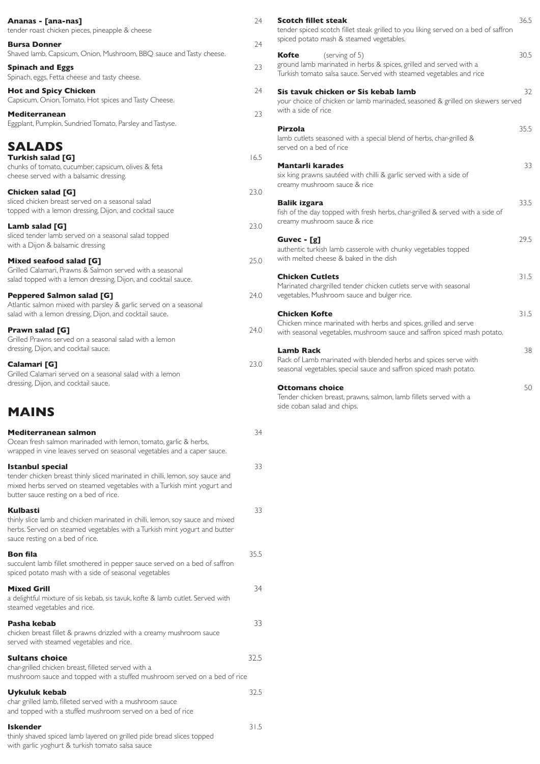**Ananas - [ana-nas]** 24
tender roast chicken pieces, pineapple & cheese

**Bursa Donner** 24
Shaved lamb, Capsicum, Onion, Mushroom, BBQ sauce and Tasty cheese.

**Spinach and Eggs** 23
Spinach, eggs, Fetta cheese and tasty cheese.

**Hot and Spicy Chicken** 24
Capsicum, Onion, Tomato, Hot spices and Tasty Cheese.

**Mediterranean** 23
Eggplant, Pumpkin, Sundried Tomato, Parsley and Tastyse.

# SALADS

**Turkish salad [G]** 16.5
chunks of tomato, cucumber, capsicum, olives & feta cheese served with a balsamic dressing.

**Chicken salad [G]** 23.0
sliced chicken breast served on a seasonal salad topped with a lemon dressing, Dijon, and cocktail sauce

**Lamb salad [G]** 23.0
sliced tender lamb served on a seasonal salad topped with a Dijon & balsamic dressing

**Mixed seafood salad [G]** 25.0
Grilled Calamari, Prawns & Salmon served with a seasonal salad topped with a lemon dressing, Dijon, and cocktail sauce.

**Peppered Salmon salad [G]** 24.0
Atlantic salmon mixed with parsley & garlic served on a seasonal salad with a lemon dressing, Dijon, and cocktail sauce.

**Prawn salad [G]** 24.0
Grilled Prawns served on a seasonal salad with a lemon dressing, Dijon, and cocktail sauce.

**Calamari [G]** 23.0
Grilled Calamari served on a seasonal salad with a lemon dressing, Dijon, and cocktail sauce.

# MAINS

**Mediterranean salmon** 34
Ocean fresh salmon marinaded with lemon, tomato, garlic & herbs, wrapped in vine leaves served on seasonal vegetables and a caper sauce.

**Istanbul special** 33
tender chicken breast thinly sliced marinated in chilli, lemon, soy sauce and mixed herbs served on steamed vegetables with a Turkish mint yogurt and butter sauce resting on a bed of rice.

**Kulbasti** 33
thinly slice lamb and chicken marinated in chilli, lemon, soy sauce and mixed herbs. Served on steamed vegetables with a Turkish mint yogurt and butter sauce resting on a bed of rice.

**Bon fila** 35.5
succulent lamb fillet smothered in pepper sauce served on a bed of saffron spiced potato mash with a side of seasonal vegetables

**Mixed Grill** 34
a delightful mixture of sis kebab, sis tavuk, kofte & lamb cutlet. Served with steamed vegetables and rice.

**Pasha kebab** 33
chicken breast fillet & prawns drizzled with a creamy mushroom sauce served with steamed vegetables and rice.

**Sultans choice** 32.5
char-grilled chicken breast, filleted served with a mushroom sauce and topped with a stuffed mushroom served on a bed of rice

**Uykuluk kebab** 32.5
char grilled lamb, filleted served with a mushroom sauce and topped with a stuffed mushroom served on a bed of rice

**Iskender** 31.5
thinly shaved spiced lamb layered on grilled pide bread slices topped with garlic yoghurt & turkish tomato salsa sauce

**Scotch fillet steak** 36.5
tender spiced scotch fillet steak grilled to you liking served on a bed of saffron spiced potato mash & steamed vegetables.

**Kofte** (serving of 5) 30.5
ground lamb marinated in herbs & spices, grilled and served with a Turkish tomato salsa sauce. Served with steamed vegetables and rice

**Sis tavuk chicken or Sis kebab lamb** 32
your choice of chicken or lamb marinaded, seasoned & grilled on skewers served with a side of rice

**Pirzola** 35.5
lamb cutlets seasoned with a special blend of herbs, char-grilled & served on a bed of rice

**Mantarli karades** 33
six king prawns sautéed with chilli & garlic served with a side of creamy mushroom sauce & rice

**Balik izgara** 33.5
fish of the day topped with fresh herbs, char-grilled & served with a side of creamy mushroom sauce & rice

**Guvec - [g]** 29.5
authentic turkish lamb casserole with chunky vegetables topped with melted cheese & baked in the dish

**Chicken Cutlets** 31.5
Marinated chargrilled tender chicken cutlets serve with seasonal vegetables, Mushroom sauce and bulger rice.

**Chicken Kofte** 31.5
Chicken mince marinated with herbs and spices, grilled and serve with seasonal vegetables, mushroom sauce and saffron spiced mash potato.

**Lamb Rack** 38
Rack of Lamb marinated with blended herbs and spices serve with seasonal vegetables, special sauce and saffron spiced mash potato.

**Ottomans choice** 50
Tender chicken breast, prawns, salmon, lamb fillets served with a side coban salad and chips.